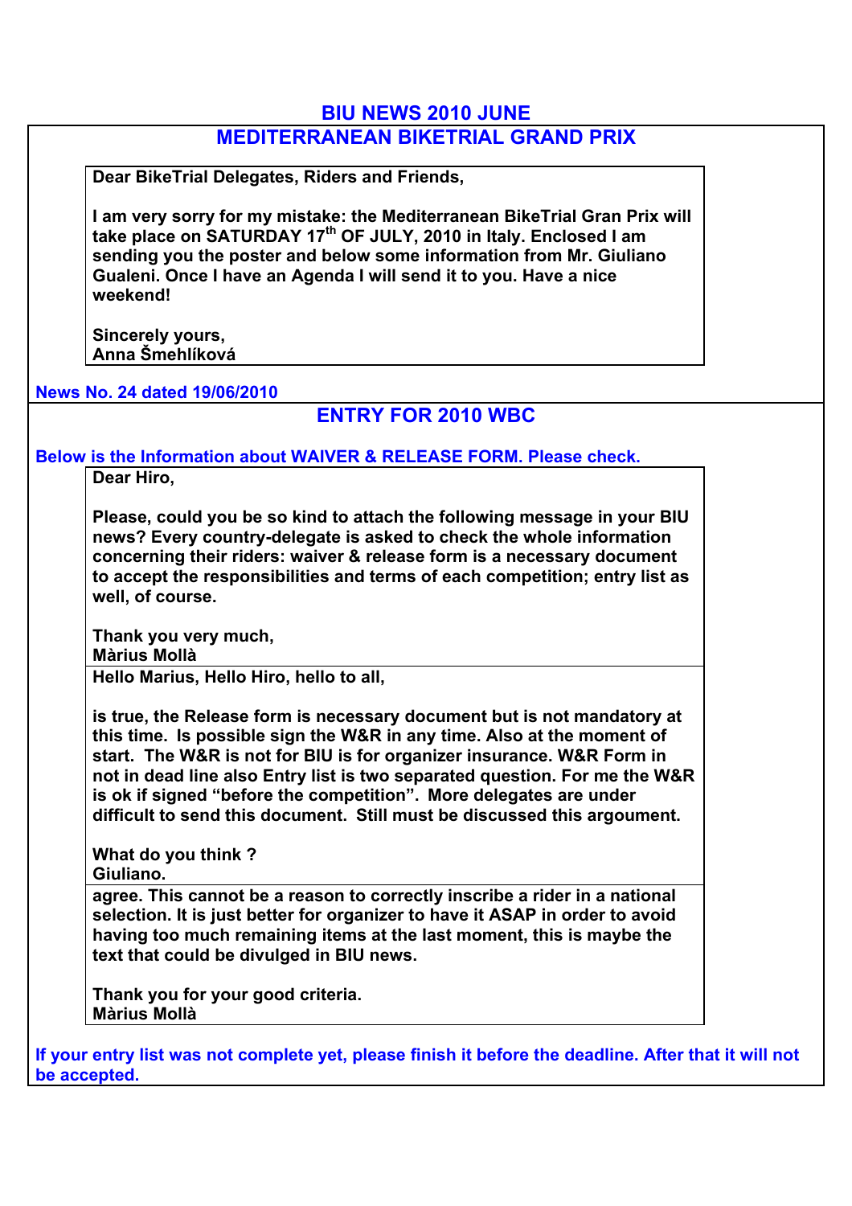# BIU NEWS 2010 JUNE

## MEDITERRANEAN BIKETRIAL GRAND PRIX

**Dear BikeTrial Delegates, Riders and Friends,**

**I am very sorry for my mistake: the Mediterranean BikeTrial Gran Prix will take place on SATURDAY 17th OF JULY, 2010 in Italy. Enclosed I am sending you the poster and below some information from Mr. Giuliano Gualeni. Once I have an Agenda I will send it to you. Have a nice weekend!**

**Sincerely yours,**
**Anna Šmehlíková**

**News No. 24 dated 19/06/2010**

## ENTRY FOR 2010 WBC

**Below is the Information about WAIVER & RELEASE FORM. Please check.**

**Dear Hiro,**

**Please, could you be so kind to attach the following message in your BIU news? Every country-delegate is asked to check the whole information concerning their riders: waiver & release form is a necessary document to accept the responsibilities and terms of each competition; entry list as well, of course.**

**Thank you very much,**
**Màrius Mollà**

**Hello Marius, Hello Hiro, hello to all,**

**is true, the Release form is necessary document but is not mandatory at this time. Is possible sign the W&R in any time. Also at the moment of start. The W&R is not for BIU is for organizer insurance. W&R Form in not in dead line also Entry list is two separated question. For me the W&R is ok if signed "before the competition". More delegates are under difficult to send this document. Still must be discussed this argoument.**

**What do you think ?**
**Giuliano.**

**agree. This cannot be a reason to correctly inscribe a rider in a national selection. It is just better for organizer to have it ASAP in order to avoid having too much remaining items at the last moment, this is maybe the text that could be divulged in BIU news.**

**Thank you for your good criteria.**
**Màrius Mollà**

**If your entry list was not complete yet, please finish it before the deadline. After that it will not be accepted.**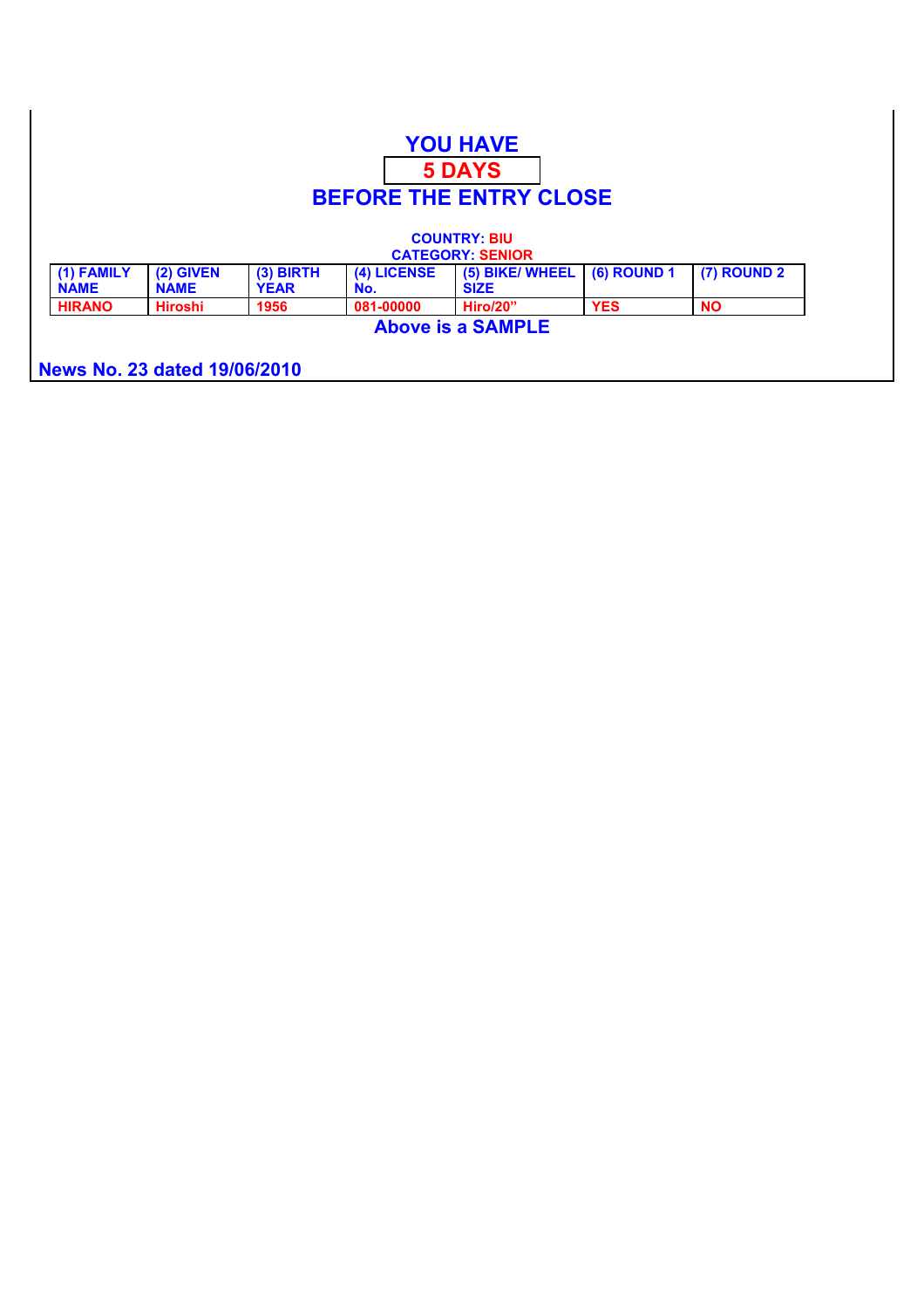## YOU HAVE

**5 DAYS**

## BEFORE THE ENTRY CLOSE

**COUNTRY: BIU**
**CATEGORY: SENIOR**

| (1) FAMILY NAME | (2) GIVEN NAME | (3) BIRTH YEAR | (4) LICENSE No. | (5) BIKE/ WHEEL SIZE | (6) ROUND 1 | (7) ROUND 2 |
|---|---|---|---|---|---|---|
| HIRANO | Hiroshi | 1956 | 081-00000 | Hiro/20” | YES | NO |

**Above is a SAMPLE**

**News No. 23 dated 19/06/2010**